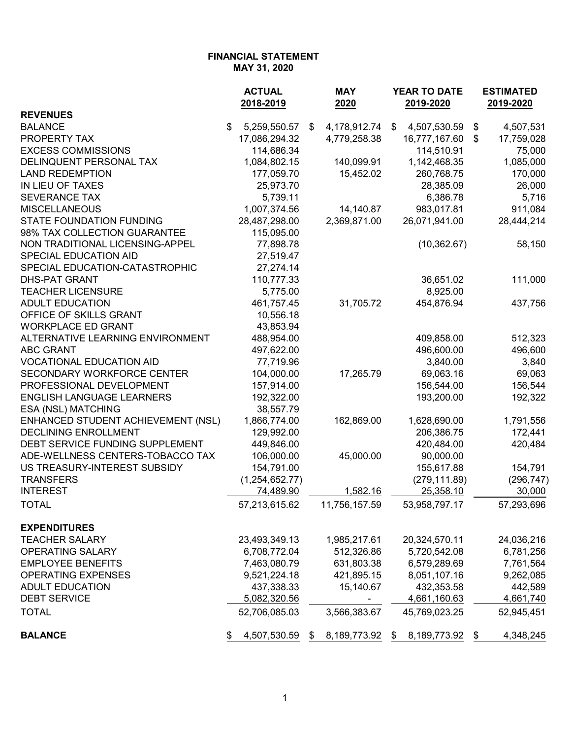**FINANCIAL STATEMENT**
**MAY 31, 2020**

| | ACTUAL 2018-2019 | MAY 2020 | YEAR TO DATE 2019-2020 | ESTIMATED 2019-2020 |
|---|---|---|---|---|
| **REVENUES** | | | | |
| BALANCE | $ 5,259,550.57 | $ 4,178,912.74 | $ 4,507,530.59 | $ 4,507,531 |
| PROPERTY TAX | 17,086,294.32 | 4,779,258.38 | 16,777,167.60 | $ 17,759,028 |
| EXCESS COMMISSIONS | 114,686.34 | | 114,510.91 | 75,000 |
| DELINQUENT PERSONAL TAX | 1,084,802.15 | 140,099.91 | 1,142,468.35 | 1,085,000 |
| LAND REDEMPTION | 177,059.70 | 15,452.02 | 260,768.75 | 170,000 |
| IN LIEU OF TAXES | 25,973.70 | | 28,385.09 | 26,000 |
| SEVERANCE TAX | 5,739.11 | | 6,386.78 | 5,716 |
| MISCELLANEOUS | 1,007,374.56 | 14,140.87 | 983,017.81 | 911,084 |
| STATE FOUNDATION FUNDING | 28,487,298.00 | 2,369,871.00 | 26,071,941.00 | 28,444,214 |
| 98% TAX COLLECTION GUARANTEE | 115,095.00 | | | |
| NON TRADITIONAL LICENSING-APPEL | 77,898.78 | | (10,362.67) | 58,150 |
| SPECIAL EDUCATION AID | 27,519.47 | | | |
| SPECIAL EDUCATION-CATASTROPHIC | 27,274.14 | | | |
| DHS-PAT GRANT | 110,777.33 | | 36,651.02 | 111,000 |
| TEACHER LICENSURE | 5,775.00 | | 8,925.00 | |
| ADULT EDUCATION | 461,757.45 | 31,705.72 | 454,876.94 | 437,756 |
| OFFICE OF SKILLS GRANT | 10,556.18 | | | |
| WORKPLACE ED GRANT | 43,853.94 | | | |
| ALTERNATIVE LEARNING ENVIRONMENT | 488,954.00 | | 409,858.00 | 512,323 |
| ABC GRANT | 497,622.00 | | 496,600.00 | 496,600 |
| VOCATIONAL EDUCATION AID | 77,719.96 | | 3,840.00 | 3,840 |
| SECONDARY WORKFORCE CENTER | 104,000.00 | 17,265.79 | 69,063.16 | 69,063 |
| PROFESSIONAL DEVELOPMENT | 157,914.00 | | 156,544.00 | 156,544 |
| ENGLISH LANGUAGE LEARNERS | 192,322.00 | | 193,200.00 | 192,322 |
| ESA (NSL) MATCHING | 38,557.79 | | | |
| ENHANCED STUDENT ACHIEVEMENT (NSL) | 1,866,774.00 | 162,869.00 | 1,628,690.00 | 1,791,556 |
| DECLINING ENROLLMENT | 129,992.00 | | 206,386.75 | 172,441 |
| DEBT SERVICE FUNDING SUPPLEMENT | 449,846.00 | | 420,484.00 | 420,484 |
| ADE-WELLNESS CENTERS-TOBACCO TAX | 106,000.00 | 45,000.00 | 90,000.00 | |
| US TREASURY-INTEREST SUBSIDY | 154,791.00 | | 155,617.88 | 154,791 |
| TRANSFERS | (1,254,652.77) | | (279,111.89) | (296,747) |
| INTEREST | 74,489.90 | 1,582.16 | 25,358.10 | 30,000 |
| TOTAL | 57,213,615.62 | 11,756,157.59 | 53,958,797.17 | 57,293,696 |
| **EXPENDITURES** | | | | |
| TEACHER SALARY | 23,493,349.13 | 1,985,217.61 | 20,324,570.11 | 24,036,216 |
| OPERATING SALARY | 6,708,772.04 | 512,326.86 | 5,720,542.08 | 6,781,256 |
| EMPLOYEE BENEFITS | 7,463,080.79 | 631,803.38 | 6,579,289.69 | 7,761,564 |
| OPERATING EXPENSES | 9,521,224.18 | 421,895.15 | 8,051,107.16 | 9,262,085 |
| ADULT EDUCATION | 437,338.33 | 15,140.67 | 432,353.58 | 442,589 |
| DEBT SERVICE | 5,082,320.56 | - | 4,661,160.63 | 4,661,740 |
| TOTAL | 52,706,085.03 | 3,566,383.67 | 45,769,023.25 | 52,945,451 |
| **BALANCE** | $ 4,507,530.59 | $ 8,189,773.92 | $ 8,189,773.92 | $ 4,348,245 |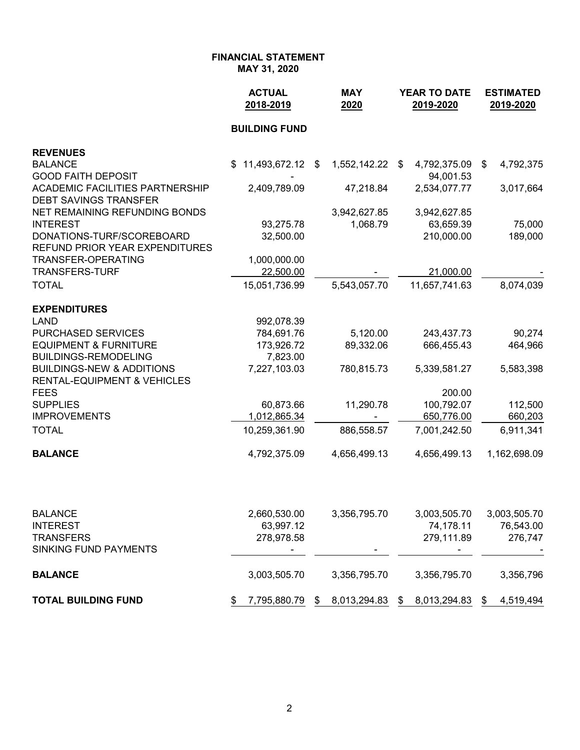**FINANCIAL STATEMENT**
**MAY 31, 2020**

| | ACTUAL 2018-2019 | MAY 2020 | YEAR TO DATE 2019-2020 | ESTIMATED 2019-2020 |
|---|---|---|---|---|
| | **BUILDING FUND** | | | |
| **REVENUES** | | | | |
| BALANCE | $ 11,493,672.12 | $ 1,552,142.22 | $ 4,792,375.09 | $ 4,792,375 |
| GOOD FAITH DEPOSIT | - | | 94,001.53 | |
| ACADEMIC FACILITIES PARTNERSHIP | 2,409,789.09 | 47,218.84 | 2,534,077.77 | 3,017,664 |
| DEBT SAVINGS TRANSFER | | | | |
| NET REMAINING REFUNDING BONDS | | 3,942,627.85 | 3,942,627.85 | |
| INTEREST | 93,275.78 | 1,068.79 | 63,659.39 | 75,000 |
| DONATIONS-TURF/SCOREBOARD | 32,500.00 | | 210,000.00 | 189,000 |
| REFUND PRIOR YEAR EXPENDITURES | | | | |
| TRANSFER-OPERATING | 1,000,000.00 | | | |
| TRANSFERS-TURF | 22,500.00 | - | 21,000.00 | - |
| TOTAL | 15,051,736.99 | 5,543,057.70 | 11,657,741.63 | 8,074,039 |
| **EXPENDITURES** | | | | |
| LAND | 992,078.39 | | | |
| PURCHASED SERVICES | 784,691.76 | 5,120.00 | 243,437.73 | 90,274 |
| EQUIPMENT & FURNITURE | 173,926.72 | 89,332.06 | 666,455.43 | 464,966 |
| BUILDINGS-REMODELING | 7,823.00 | | | |
| BUILDINGS-NEW & ADDITIONS | 7,227,103.03 | 780,815.73 | 5,339,581.27 | 5,583,398 |
| RENTAL-EQUIPMENT & VEHICLES | | | | |
| FEES | | | 200.00 | |
| SUPPLIES | 60,873.66 | 11,290.78 | 100,792.07 | 112,500 |
| IMPROVEMENTS | 1,012,865.34 | - | 650,776.00 | 660,203 |
| TOTAL | 10,259,361.90 | 886,558.57 | 7,001,242.50 | 6,911,341 |
| **BALANCE** | 4,792,375.09 | 4,656,499.13 | 4,656,499.13 | 1,162,698.09 |
| | | | | |
| BALANCE | 2,660,530.00 | 3,356,795.70 | 3,003,505.70 | 3,003,505.70 |
| INTEREST | 63,997.12 | | 74,178.11 | 76,543.00 |
| TRANSFERS | 278,978.58 | | 279,111.89 | 276,747 |
| SINKING FUND PAYMENTS | - | - | - | - |
| **BALANCE** | 3,003,505.70 | 3,356,795.70 | 3,356,795.70 | 3,356,796 |
| **TOTAL BUILDING FUND** | $ 7,795,880.79 | $ 8,013,294.83 | $ 8,013,294.83 | $ 4,519,494 |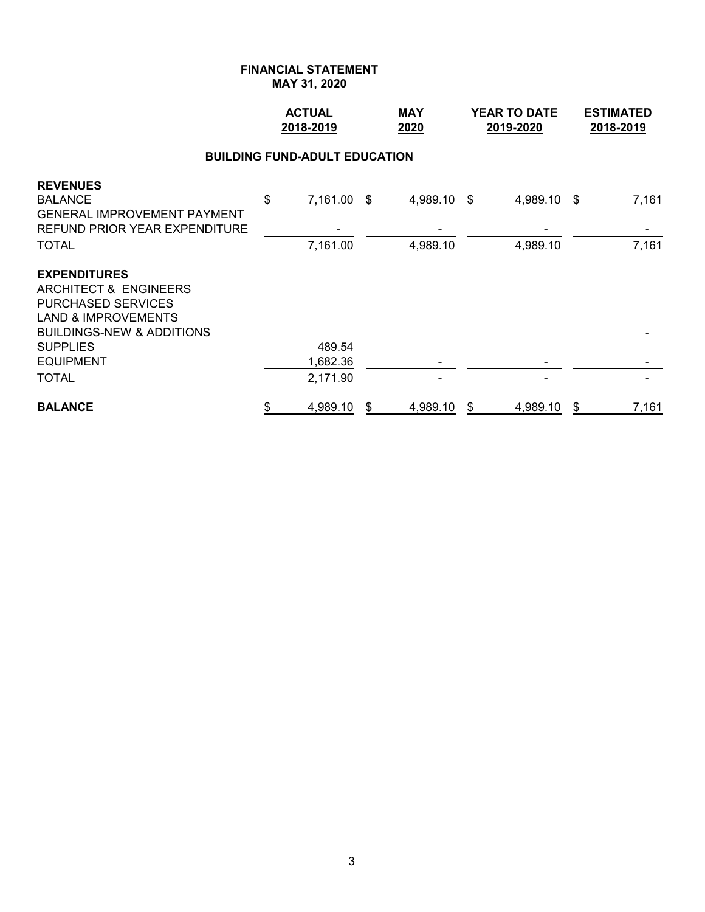**FINANCIAL STATEMENT**
**MAY 31, 2020**

| | ACTUAL 2018-2019 | MAY 2020 | YEAR TO DATE 2019-2020 | ESTIMATED 2018-2019 |
|---|---|---|---|---|
| **BUILDING FUND-ADULT EDUCATION** | | | | |
| **REVENUES** | | | | |
| BALANCE | $ 7,161.00 | $ 4,989.10 | $ 4,989.10 | $ 7,161 |
| GENERAL IMPROVEMENT PAYMENT | | | | |
| REFUND PRIOR YEAR EXPENDITURE | - | - | - | - |
| TOTAL | 7,161.00 | 4,989.10 | 4,989.10 | 7,161 |
| **EXPENDITURES** | | | | |
| ARCHITECT & ENGINEERS | | | | |
| PURCHASED SERVICES | | | | |
| LAND & IMPROVEMENTS | | | | |
| BUILDINGS-NEW & ADDITIONS | | | | - |
| SUPPLIES | 489.54 | | | |
| EQUIPMENT | 1,682.36 | - | - | - |
| TOTAL | 2,171.90 | - | - | - |
| **BALANCE** | $ 4,989.10 | $ 4,989.10 | $ 4,989.10 | $ 7,161 |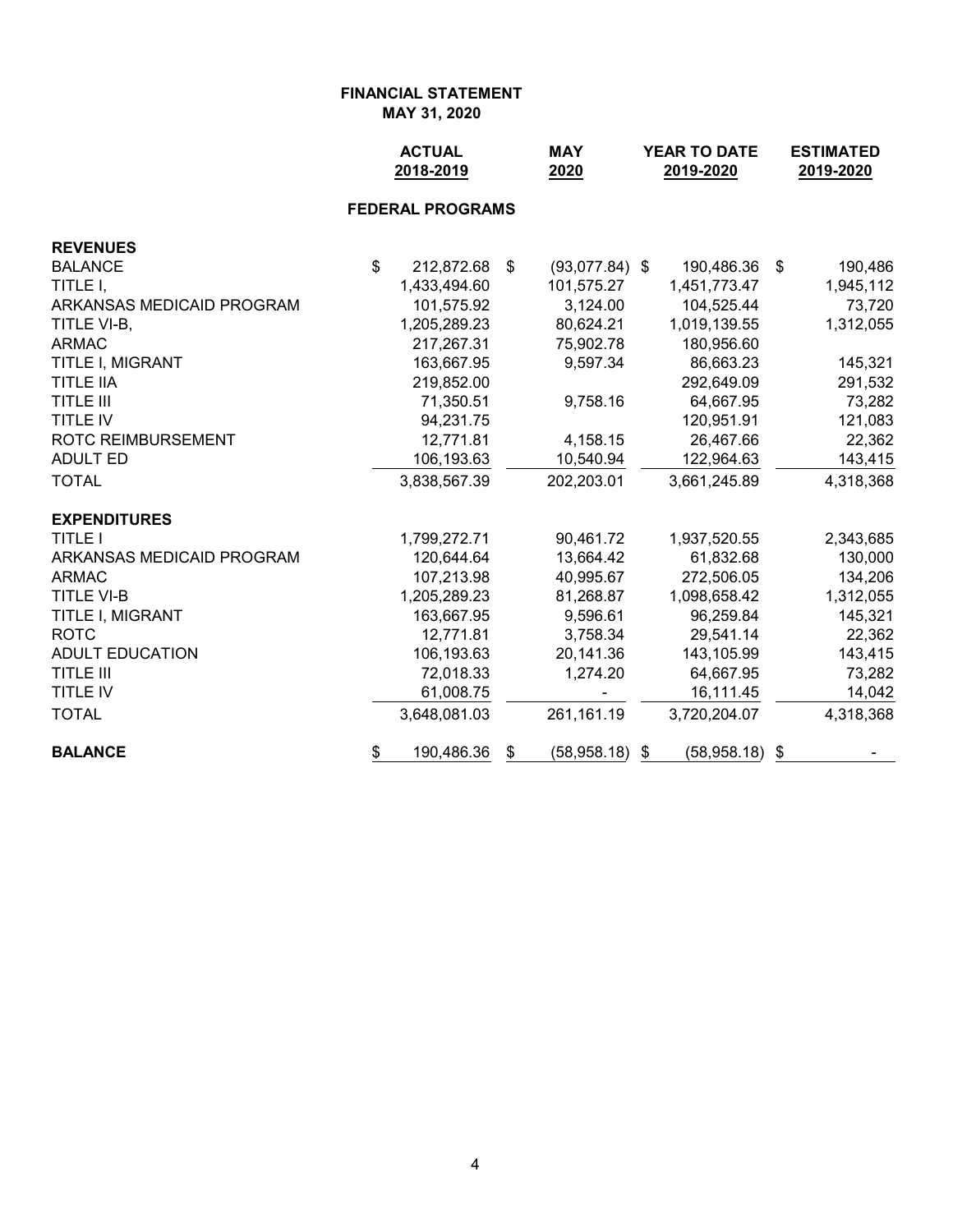**FINANCIAL STATEMENT**
**MAY 31, 2020**

| | ACTUAL 2018-2019 | MAY 2020 | YEAR TO DATE 2019-2020 | ESTIMATED 2019-2020 |
|---|---|---|---|---|
| | **FEDERAL PROGRAMS** | | | |
| **REVENUES** | | | | |
| BALANCE | $ 212,872.68 | $ (93,077.84) | $ 190,486.36 | $ 190,486 |
| TITLE I, | 1,433,494.60 | 101,575.27 | 1,451,773.47 | 1,945,112 |
| ARKANSAS MEDICAID PROGRAM | 101,575.92 | 3,124.00 | 104,525.44 | 73,720 |
| TITLE VI-B, | 1,205,289.23 | 80,624.21 | 1,019,139.55 | 1,312,055 |
| ARMAC | 217,267.31 | 75,902.78 | 180,956.60 | |
| TITLE I, MIGRANT | 163,667.95 | 9,597.34 | 86,663.23 | 145,321 |
| TITLE IIA | 219,852.00 | | 292,649.09 | 291,532 |
| TITLE III | 71,350.51 | 9,758.16 | 64,667.95 | 73,282 |
| TITLE IV | 94,231.75 | | 120,951.91 | 121,083 |
| ROTC REIMBURSEMENT | 12,771.81 | 4,158.15 | 26,467.66 | 22,362 |
| ADULT ED | 106,193.63 | 10,540.94 | 122,964.63 | 143,415 |
| TOTAL | 3,838,567.39 | 202,203.01 | 3,661,245.89 | 4,318,368 |
| **EXPENDITURES** | | | | |
| TITLE I | 1,799,272.71 | 90,461.72 | 1,937,520.55 | 2,343,685 |
| ARKANSAS MEDICAID PROGRAM | 120,644.64 | 13,664.42 | 61,832.68 | 130,000 |
| ARMAC | 107,213.98 | 40,995.67 | 272,506.05 | 134,206 |
| TITLE VI-B | 1,205,289.23 | 81,268.87 | 1,098,658.42 | 1,312,055 |
| TITLE I, MIGRANT | 163,667.95 | 9,596.61 | 96,259.84 | 145,321 |
| ROTC | 12,771.81 | 3,758.34 | 29,541.14 | 22,362 |
| ADULT EDUCATION | 106,193.63 | 20,141.36 | 143,105.99 | 143,415 |
| TITLE III | 72,018.33 | 1,274.20 | 64,667.95 | 73,282 |
| TITLE IV | 61,008.75 | - | 16,111.45 | 14,042 |
| TOTAL | 3,648,081.03 | 261,161.19 | 3,720,204.07 | 4,318,368 |
| **BALANCE** | $ 190,486.36 | $ (58,958.18) | $ (58,958.18) | $ - |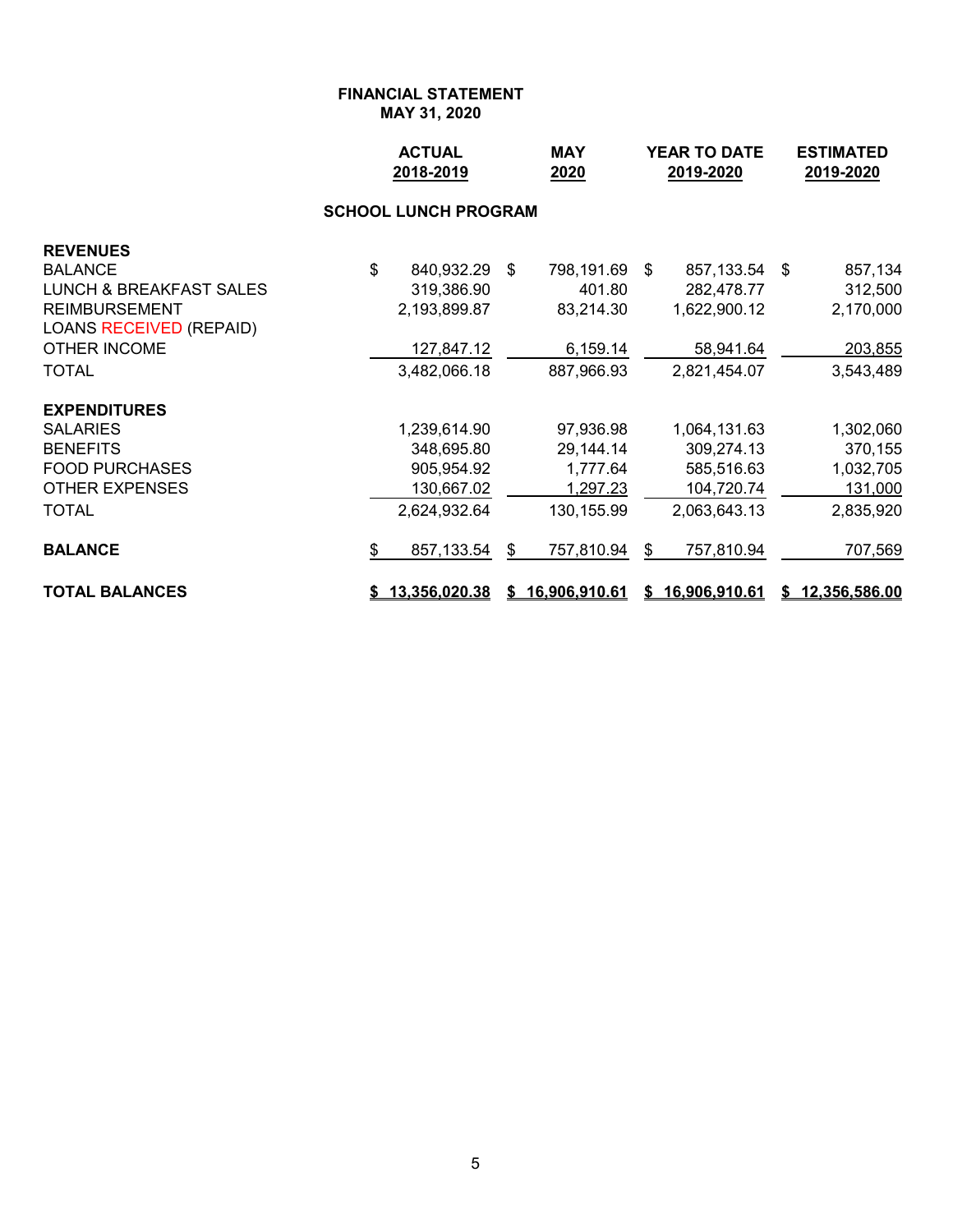**FINANCIAL STATEMENT**
**MAY 31, 2020**

| | ACTUAL 2018-2019 | MAY 2020 | YEAR TO DATE 2019-2020 | ESTIMATED 2019-2020 |
|---|---|---|---|---|
| **SCHOOL LUNCH PROGRAM** | | | | |
| **REVENUES** | | | | |
| BALANCE | $ 840,932.29 | $ 798,191.69 | $ 857,133.54 | $ 857,134 |
| LUNCH & BREAKFAST SALES | 319,386.90 | 401.80 | 282,478.77 | 312,500 |
| REIMBURSEMENT | 2,193,899.87 | 83,214.30 | 1,622,900.12 | 2,170,000 |
| LOANS RECEIVED (REPAID) | | | | |
| OTHER INCOME | 127,847.12 | 6,159.14 | 58,941.64 | 203,855 |
| TOTAL | 3,482,066.18 | 887,966.93 | 2,821,454.07 | 3,543,489 |
| **EXPENDITURES** | | | | |
| SALARIES | 1,239,614.90 | 97,936.98 | 1,064,131.63 | 1,302,060 |
| BENEFITS | 348,695.80 | 29,144.14 | 309,274.13 | 370,155 |
| FOOD PURCHASES | 905,954.92 | 1,777.64 | 585,516.63 | 1,032,705 |
| OTHER EXPENSES | 130,667.02 | 1,297.23 | 104,720.74 | 131,000 |
| TOTAL | 2,624,932.64 | 130,155.99 | 2,063,643.13 | 2,835,920 |
| **BALANCE** | $ 857,133.54 | $ 757,810.94 | $ 757,810.94 | 707,569 |
| **TOTAL BALANCES** | **$ 13,356,020.38** | **$ 16,906,910.61** | **$ 16,906,910.61** | **$ 12,356,586.00** |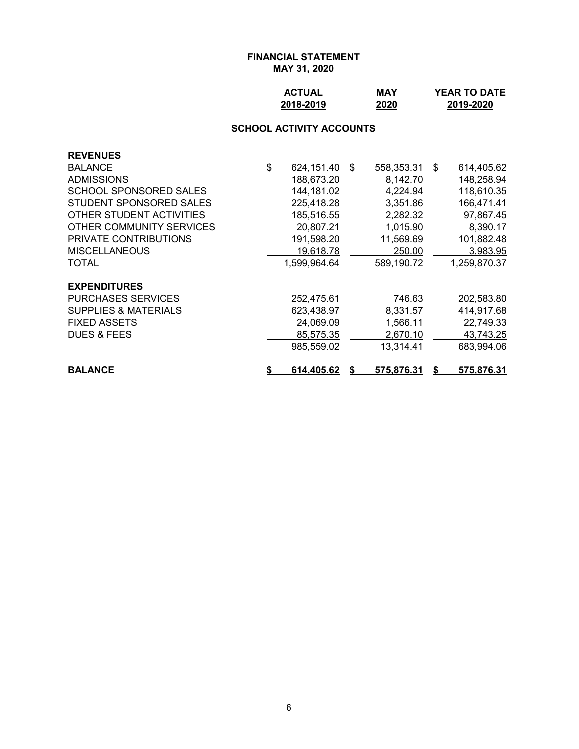**FINANCIAL STATEMENT**
**MAY 31, 2020**

**SCHOOL ACTIVITY ACCOUNTS**

| | ACTUAL 2018-2019 | MAY 2020 | YEAR TO DATE 2019-2020 |
|---|---|---|---|
| **REVENUES** | | | |
| BALANCE | $ 624,151.40 | $ 558,353.31 | $ 614,405.62 |
| ADMISSIONS | 188,673.20 | 8,142.70 | 148,258.94 |
| SCHOOL SPONSORED SALES | 144,181.02 | 4,224.94 | 118,610.35 |
| STUDENT SPONSORED SALES | 225,418.28 | 3,351.86 | 166,471.41 |
| OTHER STUDENT ACTIVITIES | 185,516.55 | 2,282.32 | 97,867.45 |
| OTHER COMMUNITY SERVICES | 20,807.21 | 1,015.90 | 8,390.17 |
| PRIVATE CONTRIBUTIONS | 191,598.20 | 11,569.69 | 101,882.48 |
| MISCELLANEOUS | 19,618.78 | 250.00 | 3,983.95 |
| TOTAL | 1,599,964.64 | 589,190.72 | 1,259,870.37 |
| **EXPENDITURES** | | | |
| PURCHASES SERVICES | 252,475.61 | 746.63 | 202,583.80 |
| SUPPLIES & MATERIALS | 623,438.97 | 8,331.57 | 414,917.68 |
| FIXED ASSETS | 24,069.09 | 1,566.11 | 22,749.33 |
| DUES & FEES | 85,575.35 | 2,670.10 | 43,743.25 |
| | 985,559.02 | 13,314.41 | 683,994.06 |
| **BALANCE** | **$ 614,405.62** | **$ 575,876.31** | **$ 575,876.31** |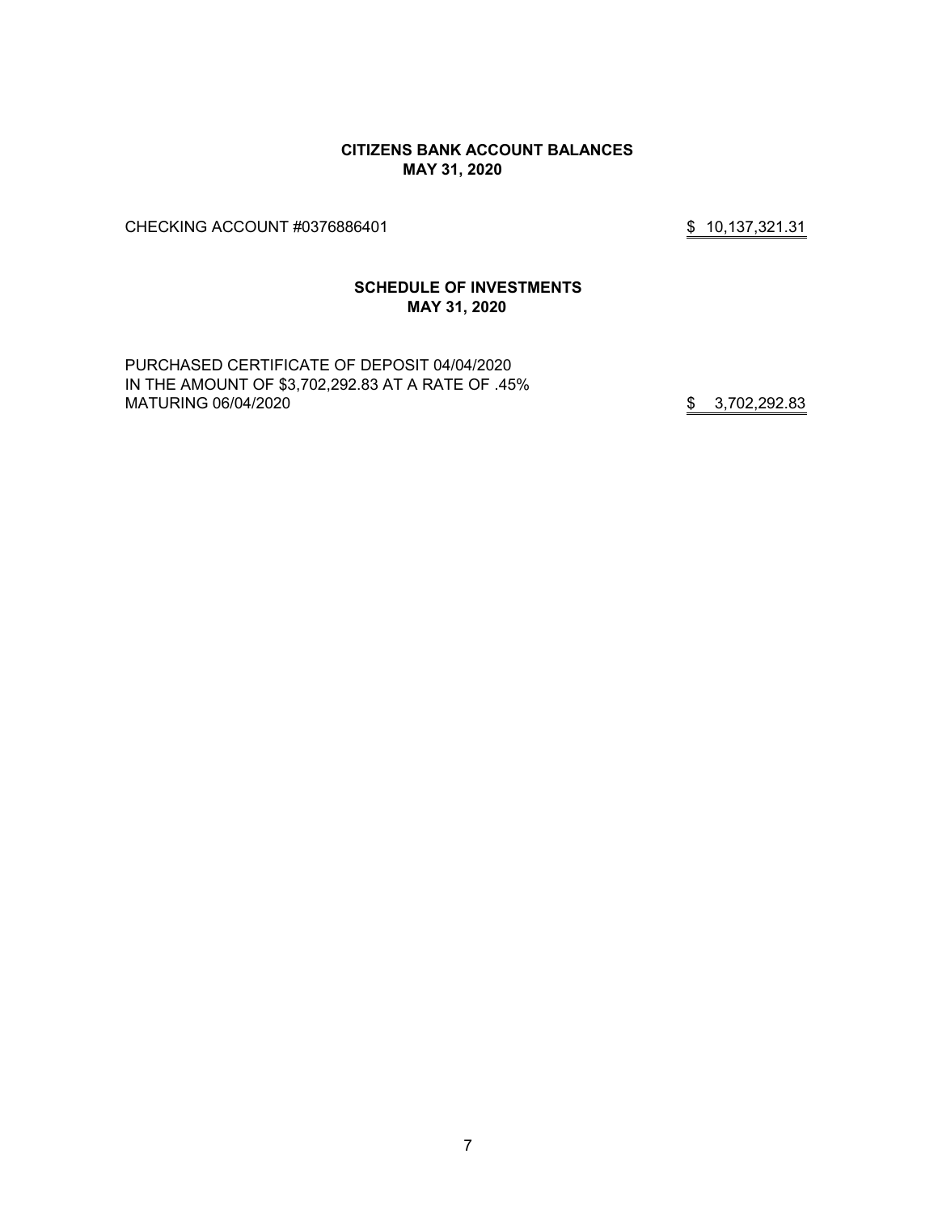## CITIZENS BANK ACCOUNT BALANCES
## MAY 31, 2020

| | |
|---|---|
| CHECKING ACCOUNT #0376886401 | $ 10,137,321.31 |

## SCHEDULE OF INVESTMENTS
## MAY 31, 2020

| | |
|---|---|
| PURCHASED CERTIFICATE OF DEPOSIT 04/04/2020<br>IN THE AMOUNT OF $3,702,292.83 AT A RATE OF .45%<br>MATURING 06/04/2020 | $ 3,702,292.83 |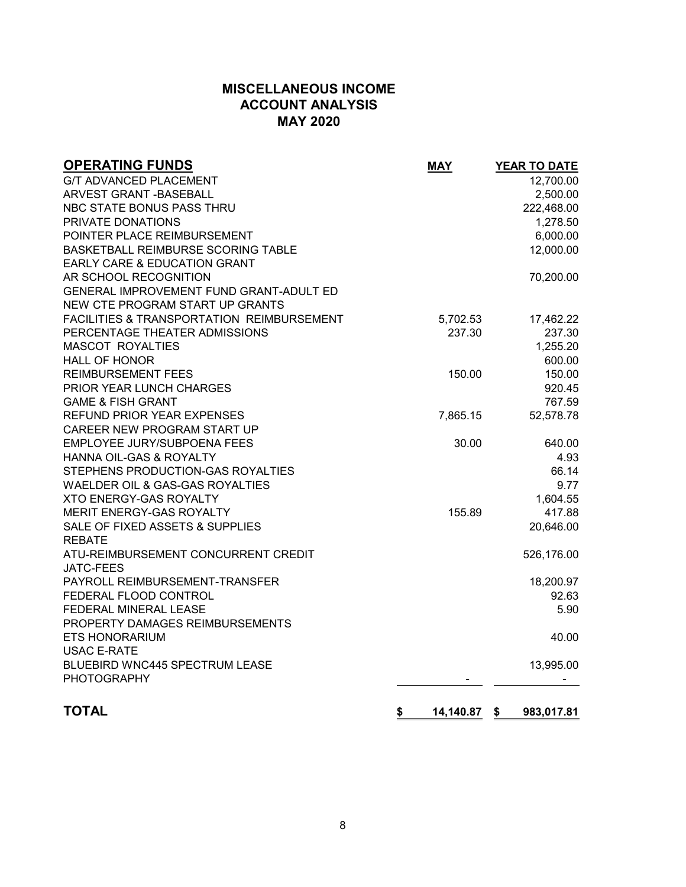# MISCELLANEOUS INCOME
# ACCOUNT ANALYSIS
# MAY 2020

| OPERATING FUNDS | MAY | YEAR TO DATE |
|---|---|---|
| G/T ADVANCED PLACEMENT | | 12,700.00 |
| ARVEST GRANT -BASEBALL | | 2,500.00 |
| NBC STATE BONUS PASS THRU | | 222,468.00 |
| PRIVATE DONATIONS | | 1,278.50 |
| POINTER PLACE REIMBURSEMENT | | 6,000.00 |
| BASKETBALL REIMBURSE SCORING TABLE | | 12,000.00 |
| EARLY CARE & EDUCATION GRANT | | |
| AR SCHOOL RECOGNITION | | 70,200.00 |
| GENERAL IMPROVEMENT FUND GRANT-ADULT ED | | |
| NEW CTE PROGRAM START UP GRANTS | | |
| FACILITIES & TRANSPORTATION REIMBURSEMENT | 5,702.53 | 17,462.22 |
| PERCENTAGE THEATER ADMISSIONS | 237.30 | 237.30 |
| MASCOT ROYALTIES | | 1,255.20 |
| HALL OF HONOR | | 600.00 |
| REIMBURSEMENT FEES | 150.00 | 150.00 |
| PRIOR YEAR LUNCH CHARGES | | 920.45 |
| GAME & FISH GRANT | | 767.59 |
| REFUND PRIOR YEAR EXPENSES | 7,865.15 | 52,578.78 |
| CAREER NEW PROGRAM START UP | | |
| EMPLOYEE JURY/SUBPOENA FEES | 30.00 | 640.00 |
| HANNA OIL-GAS & ROYALTY | | 4.93 |
| STEPHENS PRODUCTION-GAS ROYALTIES | | 66.14 |
| WAELDER OIL & GAS-GAS ROYALTIES | | 9.77 |
| XTO ENERGY-GAS ROYALTY | | 1,604.55 |
| MERIT ENERGY-GAS ROYALTY | 155.89 | 417.88 |
| SALE OF FIXED ASSETS & SUPPLIES | | 20,646.00 |
| REBATE | | |
| ATU-REIMBURSEMENT CONCURRENT CREDIT | | 526,176.00 |
| JATC-FEES | | |
| PAYROLL REIMBURSEMENT-TRANSFER | | 18,200.97 |
| FEDERAL FLOOD CONTROL | | 92.63 |
| FEDERAL MINERAL LEASE | | 5.90 |
| PROPERTY DAMAGES REIMBURSEMENTS | | |
| ETS HONORARIUM | | 40.00 |
| USAC E-RATE | | |
| BLUEBIRD WNC445 SPECTRUM LEASE | | 13,995.00 |
| PHOTOGRAPHY | - | - |
| **TOTAL** | **$ 14,140.87** | **$ 983,017.81** |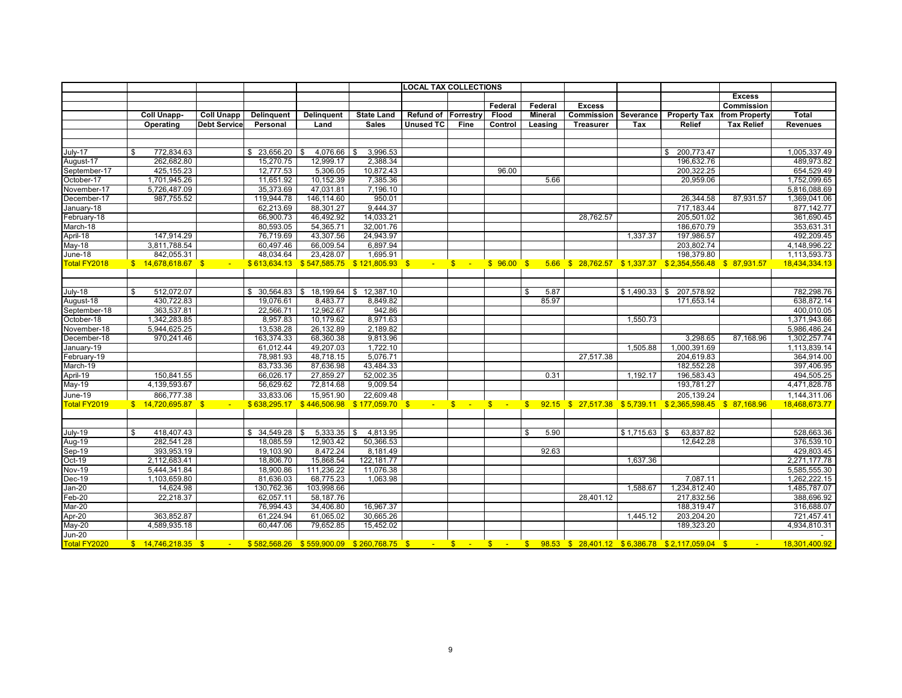| | | | | | | LOCAL TAX COLLECTIONS | | | | | | | | |
|---|---|---|---|---|---|---|---|---|---|---|---|---|---|---|
| | | | | | | | | | | | | | Excess | |
| | | | | | | | | Federal | Federal | Excess | | | Commission | |
| | Coll Unapp- | Coll Unapp | Delinquent | Delinquent | State Land | Refund of | Forrestry | Flood | Mineral | Commission | Severance | Property Tax | from Property | Total |
| | Operating | Debt Service | Personal | Land | Sales | Unused TC | Fine | Control | Leasing | Treasurer | Tax | Relief | Tax Relief | Revenues |
| July-17 | $ 772,834.63 | | $ 23,656.20 | $ 4,076.66 | $ 3,996.53 | | | | | | | $ 200,773.47 | | 1,005,337.49 |
| August-17 | 262,682.80 | | 15,270.75 | 12,999.17 | 2,388.34 | | | | | | | 196,632.76 | | 489,973.82 |
| September-17 | 425,155.23 | | 12,777.53 | 5,306.05 | 10,872.43 | | | 96.00 | | | | 200,322.25 | | 654,529.49 |
| October-17 | 1,701,945.26 | | 11,651.92 | 10,152.39 | 7,385.36 | | | | 5.66 | | | 20,959.06 | | 1,752,099.65 |
| November-17 | 5,726,487.09 | | 35,373.69 | 47,031.81 | 7,196.10 | | | | | | | | | 5,816,088.69 |
| December-17 | 987,755.52 | | 119,944.78 | 146,114.60 | 950.01 | | | | | | | 26,344.58 | 87,931.57 | 1,369,041.06 |
| January-18 | | | 62,213.69 | 88,301.27 | 9,444.37 | | | | | | | 717,183.44 | | 877,142.77 |
| February-18 | | | 66,900.73 | 46,492.92 | 14,033.21 | | | | | 28,762.57 | | 205,501.02 | | 361,690.45 |
| March-18 | | | 80,593.05 | 54,365.71 | 32,001.76 | | | | | | | 186,670.79 | | 353,631.31 |
| April-18 | 147,914.29 | | 76,719.69 | 43,307.56 | 24,943.97 | | | | | | 1,337.37 | 197,986.57 | | 492,209.45 |
| May-18 | 3,811,788.54 | | 60,497.46 | 66,009.54 | 6,897.94 | | | | | | | 203,802.74 | | 4,148,996.22 |
| June-18 | 842,055.31 | | 48,034.64 | 23,428.07 | 1,695.91 | | | | | | | 198,379.80 | | 1,113,593.73 |
| Total FY2018 | $ 14,678,618.67 | $ - | $613,634.13 | $547,585.75 | $121,805.93 | $ - | $ - | $ 96.00 | $ 5.66 | $ 28,762.57 | $1,337.37 | $2,354,556.48 | $ 87,931.57 | 18,434,334.13 |
| July-18 | $ 512,072.07 | | $ 30,564.83 | $ 18,199.64 | $ 12,387.10 | | | | $ 5.87 | | $1,490.33 | $ 207,578.92 | | 782,298.76 |
| August-18 | 430,722.83 | | 19,076.61 | 8,483.77 | 8,849.82 | | | | 85.97 | | | 171,653.14 | | 638,872.14 |
| September-18 | 363,537.81 | | 22,566.71 | 12,962.67 | 942.86 | | | | | | | | | 400,010.05 |
| October-18 | 1,342,283.85 | | 8,957.83 | 10,179.62 | 8,971.63 | | | | | | 1,550.73 | | | 1,371,943.66 |
| November-18 | 5,944,625.25 | | 13,538.28 | 26,132.89 | 2,189.82 | | | | | | | | | 5,986,486.24 |
| December-18 | 970,241.46 | | 163,374.33 | 68,360.38 | 9,813.96 | | | | | | | 3,298.65 | 87,168.96 | 1,302,257.74 |
| January-19 | | | 61,012.44 | 49,207.03 | 1,722.10 | | | | | | 1,505.88 | 1,000,391.69 | | 1,113,839.14 |
| February-19 | | | 78,981.93 | 48,718.15 | 5,076.71 | | | | | 27,517.38 | | 204,619.83 | | 364,914.00 |
| March-19 | | | 83,733.36 | 87,636.98 | 43,484.33 | | | | | | | 182,552.28 | | 397,406.95 |
| April-19 | 150,841.55 | | 66,026.17 | 27,859.27 | 52,002.35 | | | | 0.31 | | 1,192.17 | 196,583.43 | | 494,505.25 |
| May-19 | 4,139,593.67 | | 56,629.62 | 72,814.68 | 9,009.54 | | | | | | | 193,781.27 | | 4,471,828.78 |
| June-19 | 866,777.38 | | 33,833.06 | 15,951.90 | 22,609.48 | | | | | | | 205,139.24 | | 1,144,311.06 |
| Total FY2019 | $ 14,720,695.87 | $ - | $638,295.17 | $446,506.98 | $177,059.70 | $ - | $ - | $ - | $ 92.15 | $ 27,517.38 | $5,739.11 | $2,365,598.45 | $ 87,168.96 | 18,468,673.77 |
| July-19 | $ 418,407.43 | | $ 34,549.28 | $ 5,333.35 | $ 4,813.95 | | | | $ 5.90 | | $1,715.63 | $ 63,837.82 | | 528,663.36 |
| Aug-19 | 282,541.28 | | 18,085.59 | 12,903.42 | 50,366.53 | | | | | | | 12,642.28 | | 376,539.10 |
| Sep-19 | 393,953.19 | | 19,103.90 | 8,472.24 | 8,181.49 | | | | 92.63 | | | | | 429,803.45 |
| Oct-19 | 2,112,683.41 | | 18,806.70 | 15,868.54 | 122,181.77 | | | | | | 1,637.36 | | | 2,271,177.78 |
| Nov-19 | 5,444,341.84 | | 18,900.86 | 111,236.22 | 11,076.38 | | | | | | | | | 5,585,555.30 |
| Dec-19 | 1,103,659.80 | | 81,636.03 | 68,775.23 | 1,063.98 | | | | | | | 7,087.11 | | 1,262,222.15 |
| Jan-20 | 14,624.98 | | 130,762.36 | 103,998.66 | | | | | | | 1,588.67 | 1,234,812.40 | | 1,485,787.07 |
| Feb-20 | 22,218.37 | | 62,057.11 | 58,187.76 | | | | | | 28,401.12 | | 217,832.56 | | 388,696.92 |
| Mar-20 | | | 76,994.43 | 34,406.80 | 16,967.37 | | | | | | | 188,319.47 | | 316,688.07 |
| Apr-20 | 363,852.87 | | 61,224.94 | 61,065.02 | 30,665.26 | | | | | | 1,445.12 | 203,204.20 | | 721,457.41 |
| May-20 | 4,589,935.18 | | 60,447.06 | 79,652.85 | 15,452.02 | | | | | | | 189,323.20 | | 4,934,810.31 |
| Jun-20 | | | | | | | | | | | | | | - |
| Total FY2020 | $ 14,746,218.35 | $ - | $582,568.26 | $559,900.09 | $260,768.75 | $ - | $ - | $ - | $ 98.53 | $ 28,401.12 | $6,386.78 | $2,117,059.04 | $ - | 18,301,400.92 |